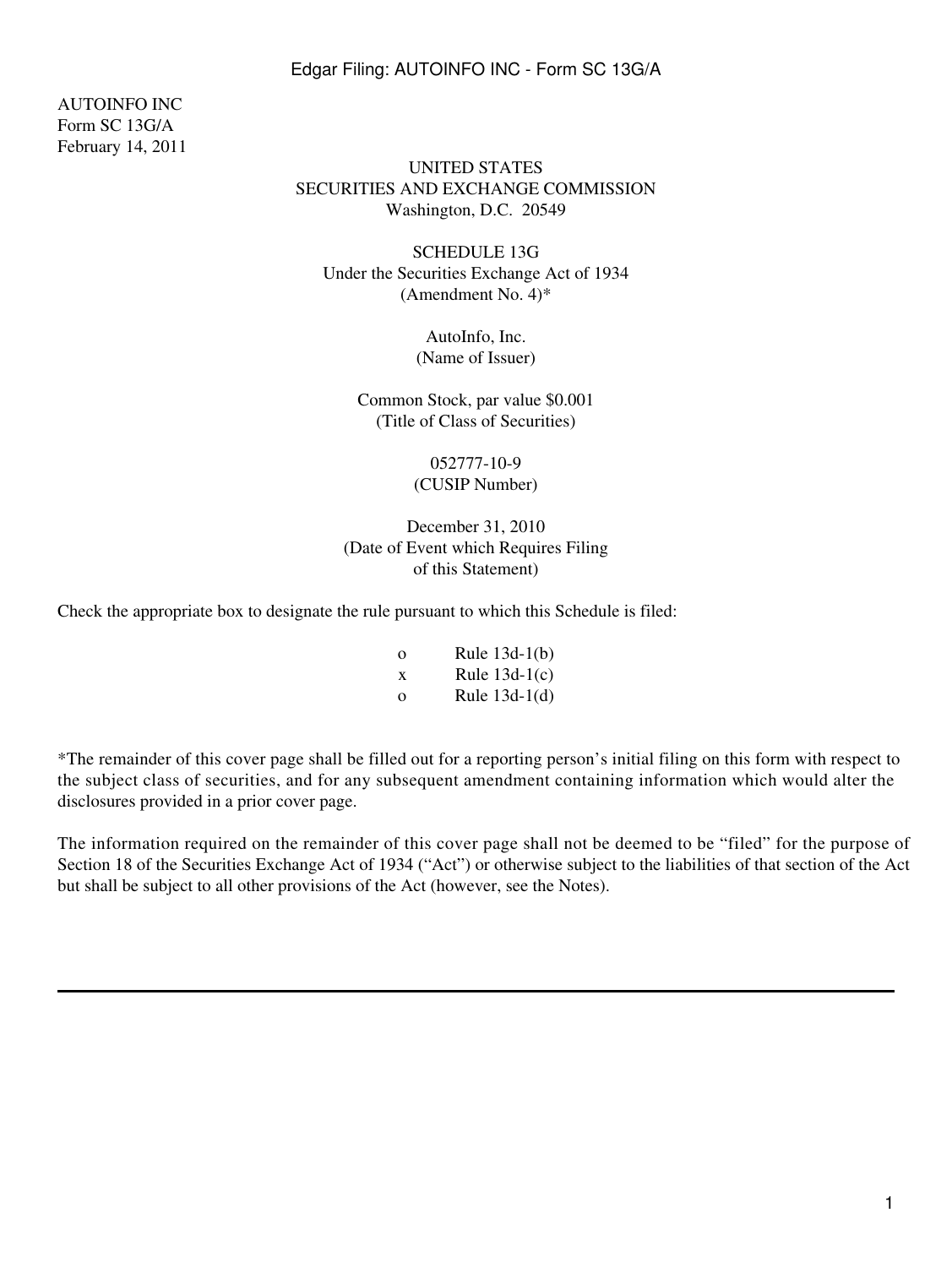AUTOINFO INC
Form SC 13G/A
February 14, 2011

UNITED STATES
SECURITIES AND EXCHANGE COMMISSION
Washington, D.C. 20549

SCHEDULE 13G
Under the Securities Exchange Act of 1934
(Amendment No. 4)*

AutoInfo, Inc.
(Name of Issuer)

Common Stock, par value $0.001
(Title of Class of Securities)

052777-10-9
(CUSIP Number)

December 31, 2010
(Date of Event which Requires Filing
of this Statement)

Check the appropriate box to designate the rule pursuant to which this Schedule is filed:

o Rule 13d-1(b)
x Rule 13d-1(c)
o Rule 13d-1(d)

*The remainder of this cover page shall be filled out for a reporting person's initial filing on this form with respect to the subject class of securities, and for any subsequent amendment containing information which would alter the disclosures provided in a prior cover page.

The information required on the remainder of this cover page shall not be deemed to be "filed" for the purpose of Section 18 of the Securities Exchange Act of 1934 ("Act") or otherwise subject to the liabilities of that section of the Act but shall be subject to all other provisions of the Act (however, see the Notes).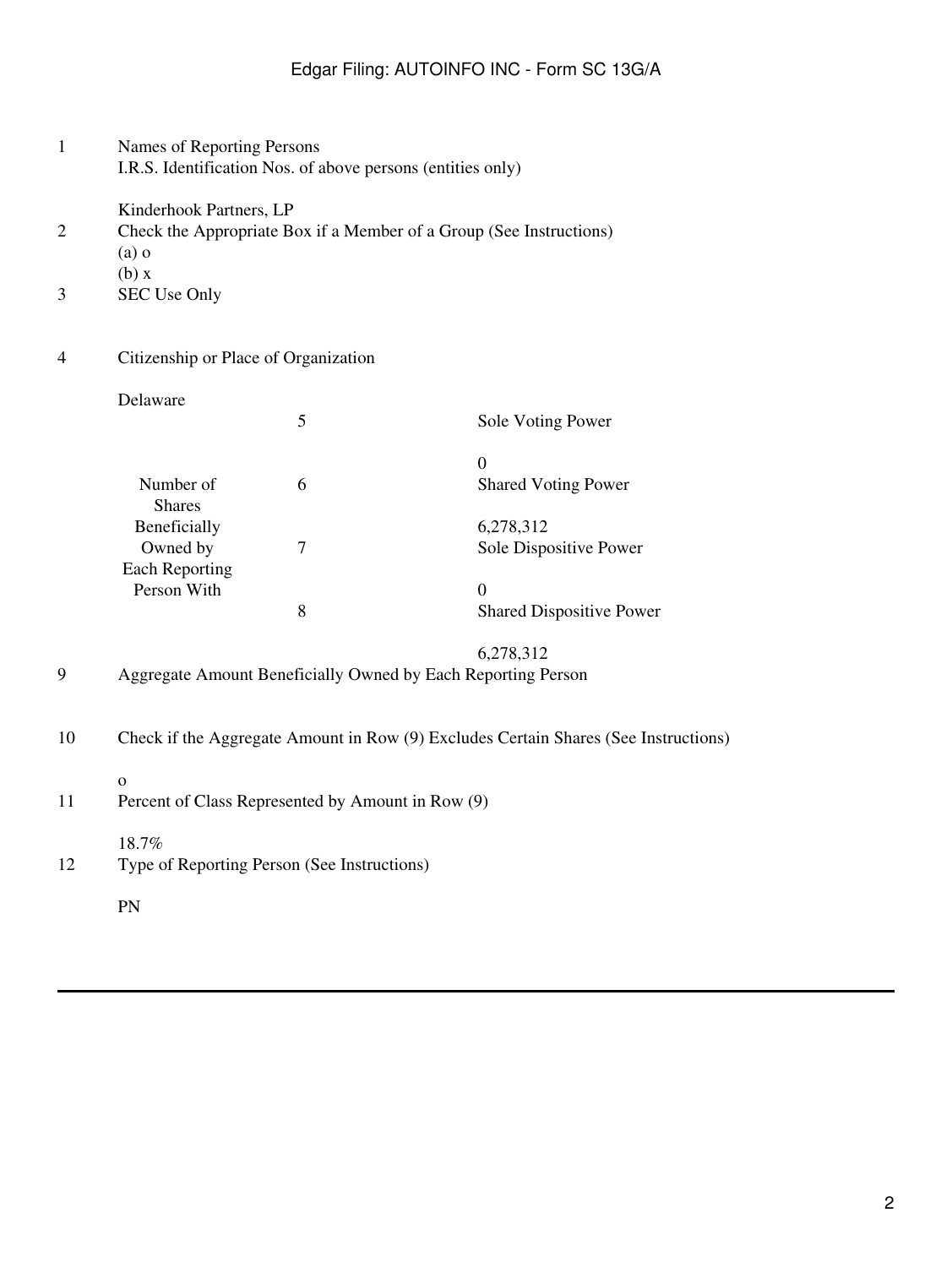| | | | |
|---|---|---|---|
| 1 | Names of Reporting Persons<br>I.R.S. Identification Nos. of above persons (entities only)<br><br>Kinderhook Partners, LP | | |
| 2 | Check the Appropriate Box if a Member of a Group (See Instructions)<br>(a) o<br>(b) x | | |
| 3 | SEC Use Only | | |
| 4 | Citizenship or Place of Organization<br><br>Delaware | | |
| | Number of Shares Beneficially Owned by Each Reporting Person With | 5 | Sole Voting Power<br><br>0 |
| | | 6 | Shared Voting Power<br><br>6,278,312 |
| | | 7 | Sole Dispositive Power<br><br>0 |
| | | 8 | Shared Dispositive Power<br><br>6,278,312 |
| 9 | Aggregate Amount Beneficially Owned by Each Reporting Person | | |
| 10 | Check if the Aggregate Amount in Row (9) Excludes Certain Shares (See Instructions)<br><br>o | | |
| 11 | Percent of Class Represented by Amount in Row (9)<br><br>18.7% | | |
| 12 | Type of Reporting Person (See Instructions)<br><br>PN | | |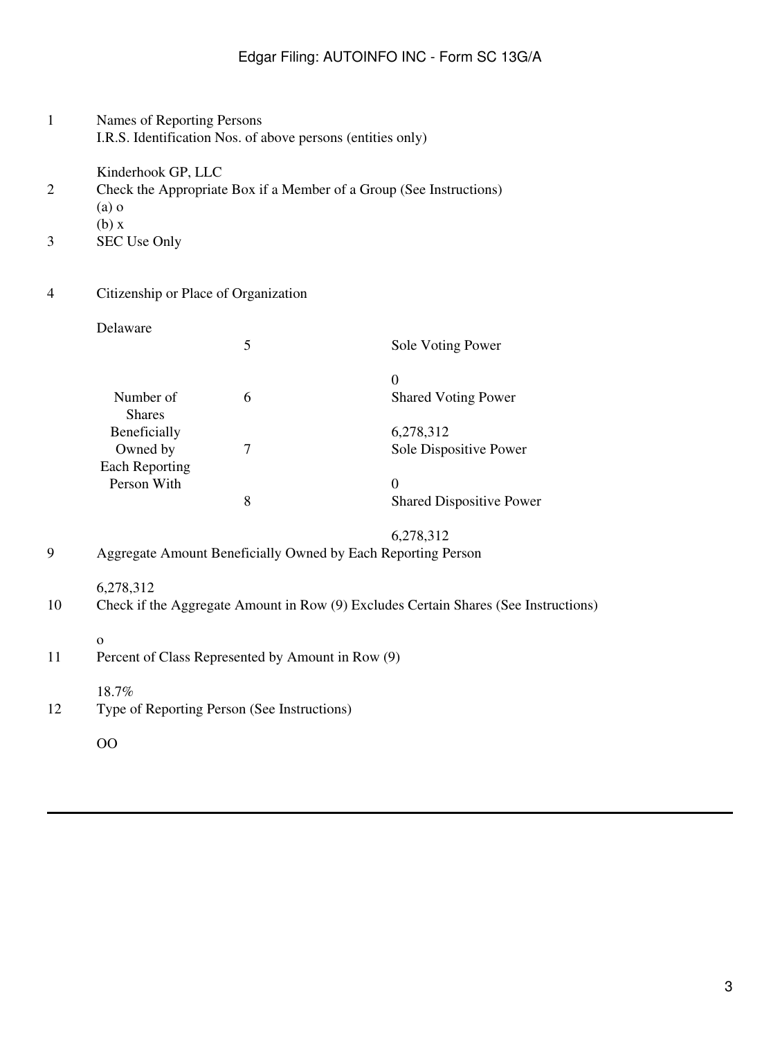| | | | |
|---|---|---|---|
| 1 | Names of Reporting Persons<br>I.R.S. Identification Nos. of above persons (entities only)<br><br>Kinderhook GP, LLC | | |
| 2 | Check the Appropriate Box if a Member of a Group (See Instructions)<br>(a) o<br>(b) x | | |
| 3 | SEC Use Only | | |
| 4 | Citizenship or Place of Organization<br><br>Delaware | | |
| | Number of Shares Beneficially Owned by Each Reporting Person With | 5 | Sole Voting Power<br><br>0 |
| | | 6 | Shared Voting Power<br><br>6,278,312 |
| | | 7 | Sole Dispositive Power<br><br>0 |
| | | 8 | Shared Dispositive Power<br><br>6,278,312 |
| 9 | Aggregate Amount Beneficially Owned by Each Reporting Person<br><br>6,278,312 | | |
| 10 | Check if the Aggregate Amount in Row (9) Excludes Certain Shares (See Instructions)<br><br>o | | |
| 11 | Percent of Class Represented by Amount in Row (9)<br><br>18.7% | | |
| 12 | Type of Reporting Person (See Instructions)<br><br>OO | | |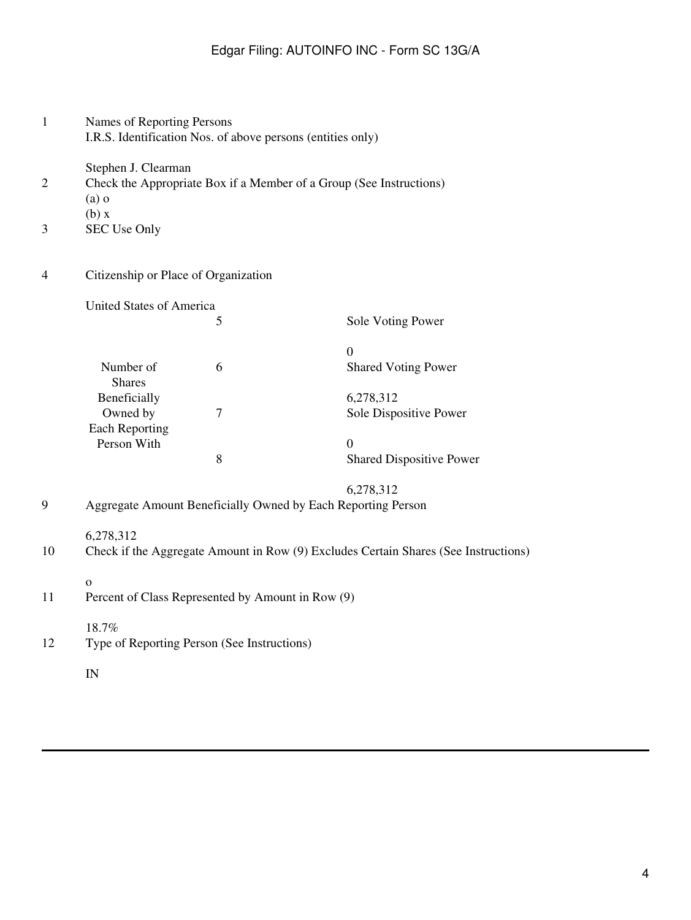| | | | |
|---|---|---|---|
| 1 | Names of Reporting Persons<br>I.R.S. Identification Nos. of above persons (entities only)<br><br>Stephen J. Clearman | | |
| 2 | Check the Appropriate Box if a Member of a Group (See Instructions)<br>(a) o<br>(b) x | | |
| 3 | SEC Use Only | | |
| 4 | Citizenship or Place of Organization<br><br>United States of America | | |
| Number of Shares Beneficially Owned by Each Reporting Person With | | 5 | Sole Voting Power<br><br>0 |
| | | 6 | Shared Voting Power<br><br>6,278,312 |
| | | 7 | Sole Dispositive Power<br><br>0 |
| | | 8 | Shared Dispositive Power<br><br>6,278,312 |
| 9 | Aggregate Amount Beneficially Owned by Each Reporting Person<br><br>6,278,312 | | |
| 10 | Check if the Aggregate Amount in Row (9) Excludes Certain Shares (See Instructions)<br><br>o | | |
| 11 | Percent of Class Represented by Amount in Row (9)<br><br>18.7% | | |
| 12 | Type of Reporting Person (See Instructions)<br><br>IN | | |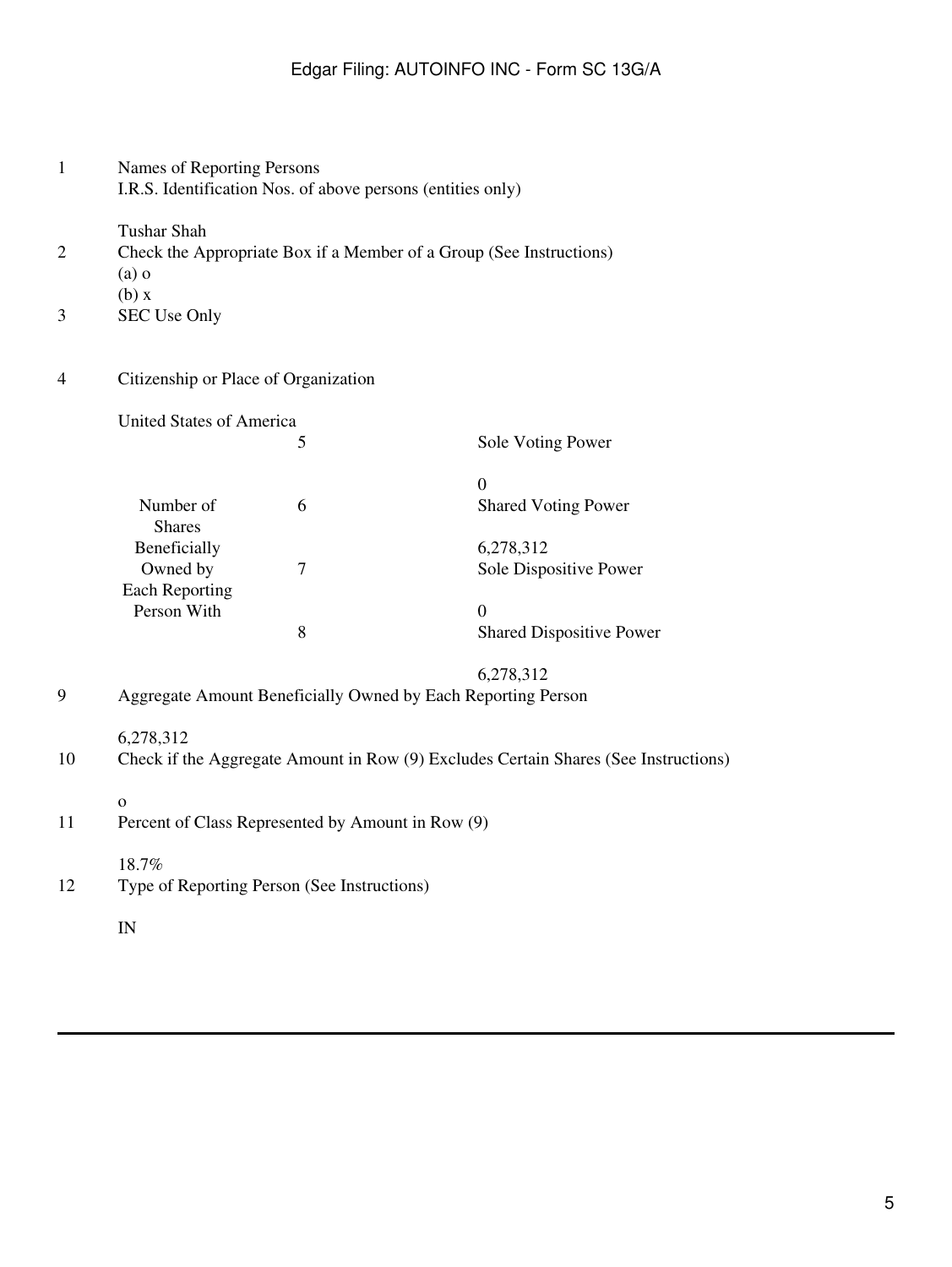| | | | |
|---|---|---|---|
| 1 | Names of Reporting Persons<br>I.R.S. Identification Nos. of above persons (entities only)<br><br>Tushar Shah | | |
| 2 | Check the Appropriate Box if a Member of a Group (See Instructions)<br>(a) o<br>(b) x | | |
| 3 | SEC Use Only | | |
| 4 | Citizenship or Place of Organization<br><br>United States of America | | |
| Number of Shares Beneficially Owned by Each Reporting Person With | | 5 | Sole Voting Power<br><br>0 |
| | | 6 | Shared Voting Power<br><br>6,278,312 |
| | | 7 | Sole Dispositive Power<br><br>0 |
| | | 8 | Shared Dispositive Power<br><br>6,278,312 |
| 9 | Aggregate Amount Beneficially Owned by Each Reporting Person<br><br>6,278,312 | | |
| 10 | Check if the Aggregate Amount in Row (9) Excludes Certain Shares (See Instructions)<br><br>o | | |
| 11 | Percent of Class Represented by Amount in Row (9)<br><br>18.7% | | |
| 12 | Type of Reporting Person (See Instructions)<br><br>IN | | |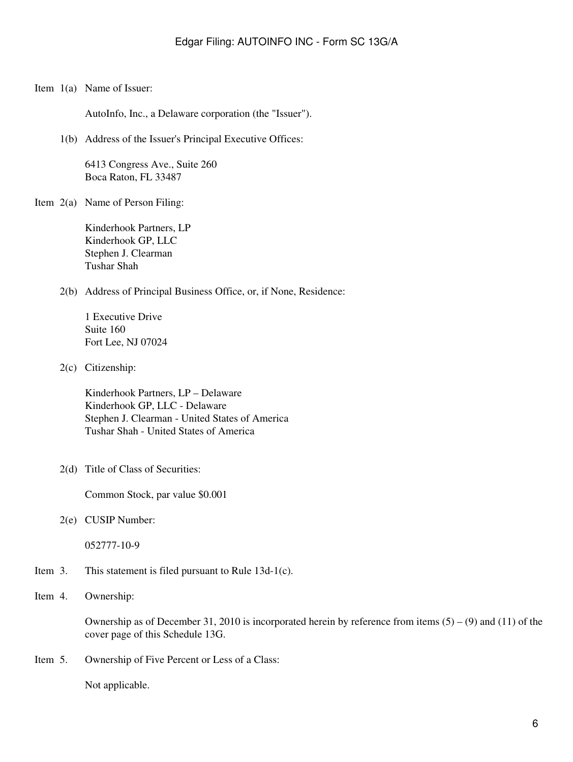Item 1(a) Name of Issuer:

AutoInfo, Inc., a Delaware corporation (the "Issuer").

1(b) Address of the Issuer's Principal Executive Offices:

6413 Congress Ave., Suite 260
Boca Raton, FL 33487

Item 2(a) Name of Person Filing:

Kinderhook Partners, LP
Kinderhook GP, LLC
Stephen J. Clearman
Tushar Shah

2(b) Address of Principal Business Office, or, if None, Residence:

1 Executive Drive
Suite 160
Fort Lee, NJ 07024

2(c) Citizenship:

Kinderhook Partners, LP – Delaware
Kinderhook GP, LLC - Delaware
Stephen J. Clearman - United States of America
Tushar Shah - United States of America

2(d) Title of Class of Securities:

Common Stock, par value $0.001

2(e) CUSIP Number:

052777-10-9

Item 3. This statement is filed pursuant to Rule 13d-1(c).

Item 4. Ownership:

Ownership as of December 31, 2010 is incorporated herein by reference from items (5) – (9) and (11) of the cover page of this Schedule 13G.

Item 5. Ownership of Five Percent or Less of a Class:

Not applicable.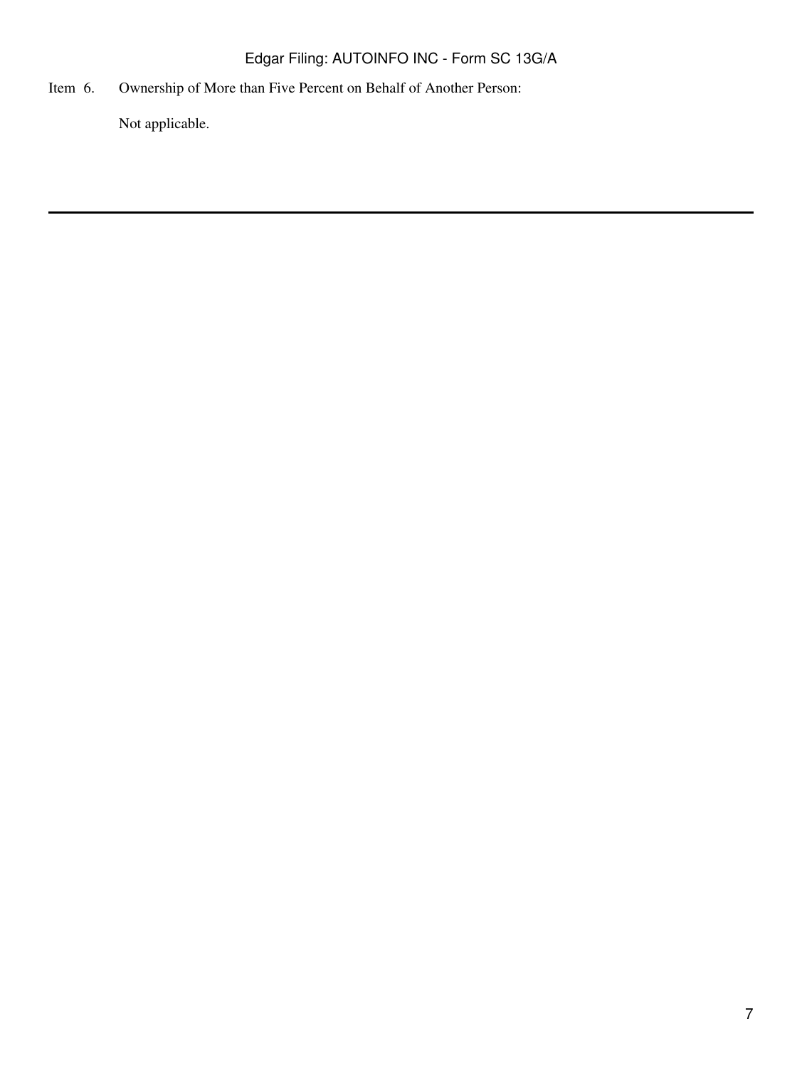Item 6. Ownership of More than Five Percent on Behalf of Another Person:

Not applicable.

---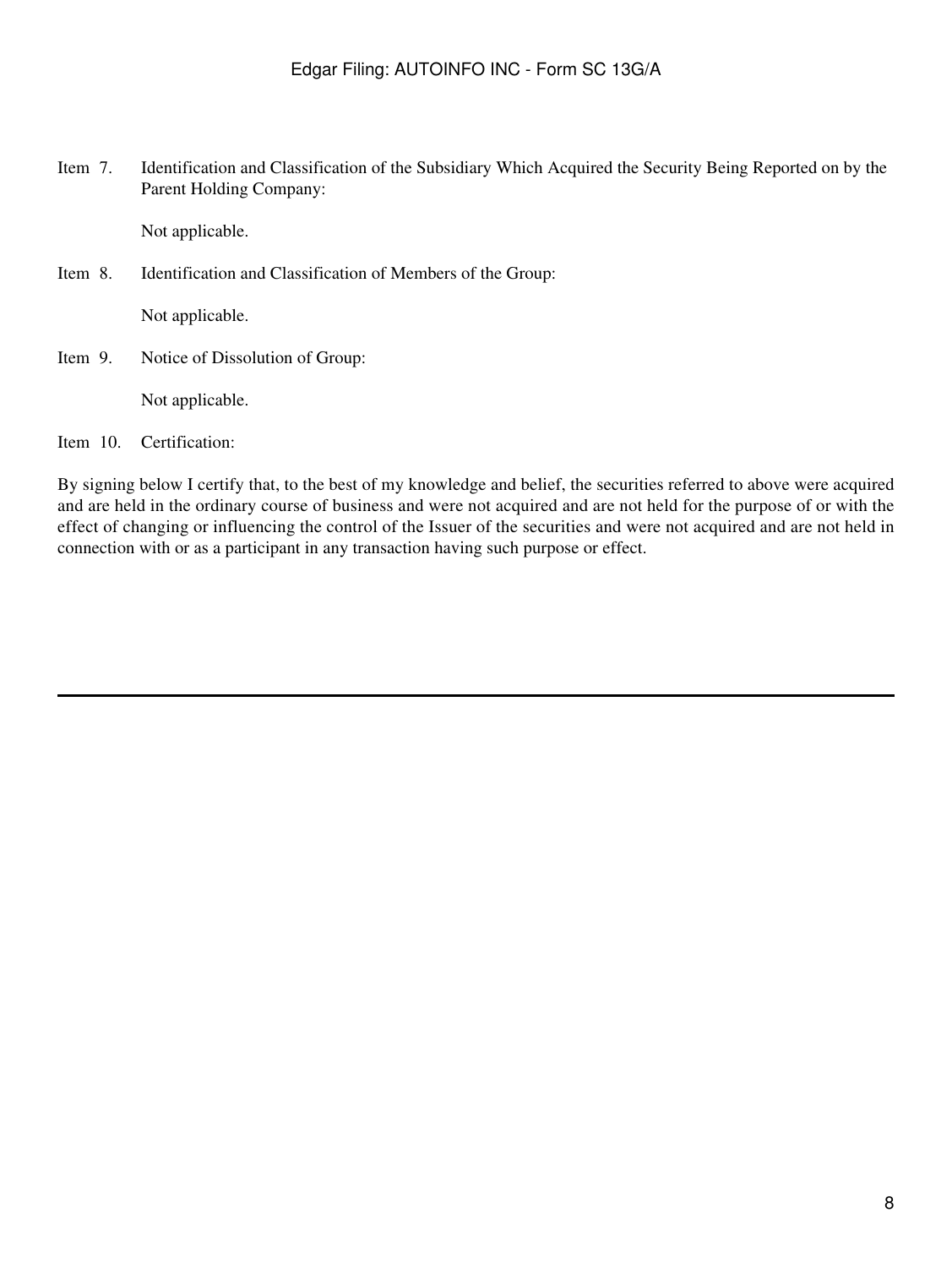Item 7. Identification and Classification of the Subsidiary Which Acquired the Security Being Reported on by the Parent Holding Company:

Not applicable.

Item 8. Identification and Classification of Members of the Group:

Not applicable.

Item 9. Notice of Dissolution of Group:

Not applicable.

Item 10. Certification:

By signing below I certify that, to the best of my knowledge and belief, the securities referred to above were acquired and are held in the ordinary course of business and were not acquired and are not held for the purpose of or with the effect of changing or influencing the control of the Issuer of the securities and were not acquired and are not held in connection with or as a participant in any transaction having such purpose or effect.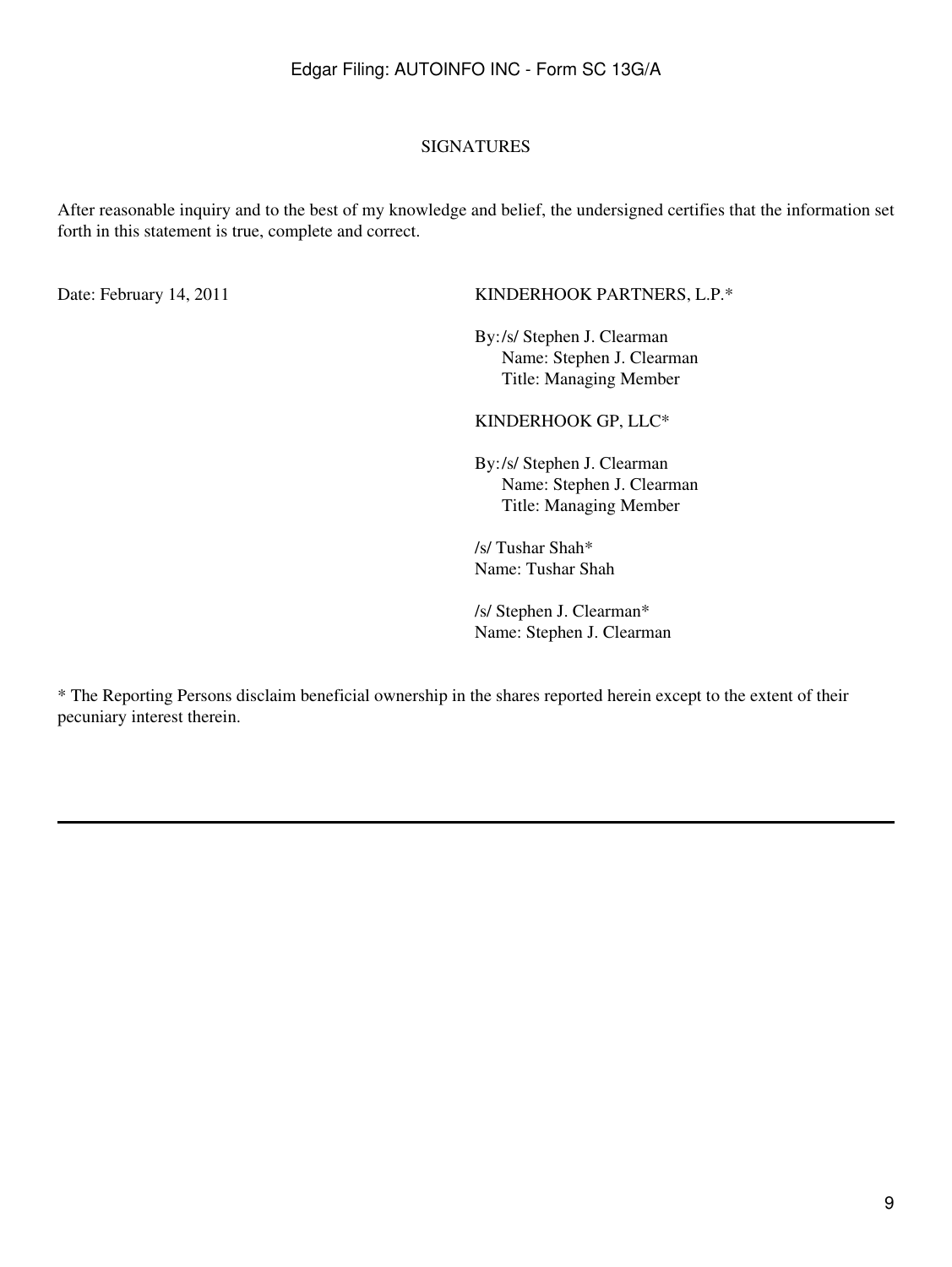## SIGNATURES

After reasonable inquiry and to the best of my knowledge and belief, the undersigned certifies that the information set forth in this statement is true, complete and correct.

Date: February 14, 2011

KINDERHOOK PARTNERS, L.P.*

By: /s/ Stephen J. Clearman
Name: Stephen J. Clearman
Title: Managing Member

KINDERHOOK GP, LLC*

By: /s/ Stephen J. Clearman
Name: Stephen J. Clearman
Title: Managing Member

/s/ Tushar Shah*
Name: Tushar Shah

/s/ Stephen J. Clearman*
Name: Stephen J. Clearman

* The Reporting Persons disclaim beneficial ownership in the shares reported herein except to the extent of their pecuniary interest therein.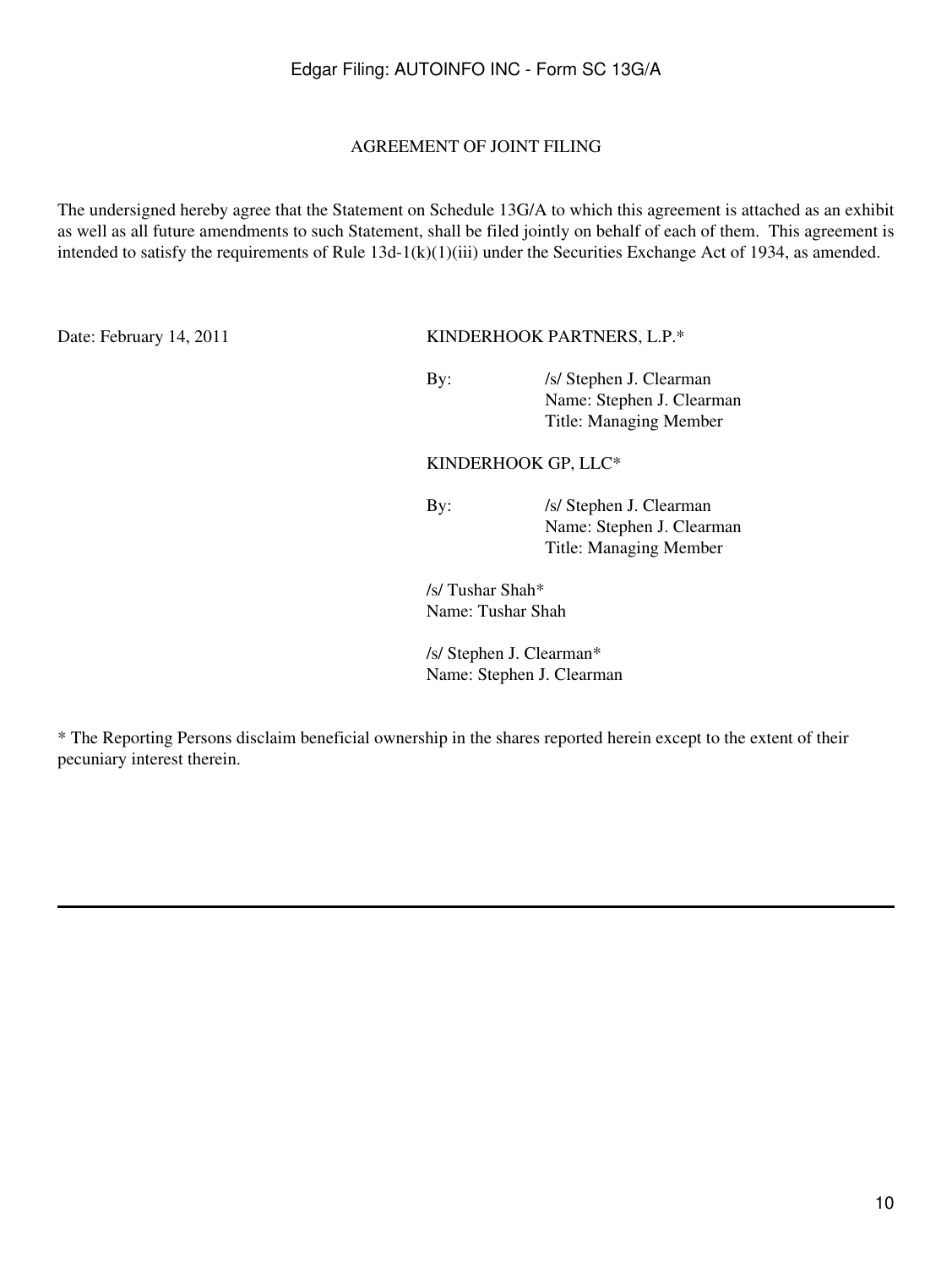# AGREEMENT OF JOINT FILING

The undersigned hereby agree that the Statement on Schedule 13G/A to which this agreement is attached as an exhibit as well as all future amendments to such Statement, shall be filed jointly on behalf of each of them. This agreement is intended to satisfy the requirements of Rule 13d-1(k)(1)(iii) under the Securities Exchange Act of 1934, as amended.

Date: February 14, 2011

KINDERHOOK PARTNERS, L.P.*

By: /s/ Stephen J. Clearman
Name: Stephen J. Clearman
Title: Managing Member

KINDERHOOK GP, LLC*

By: /s/ Stephen J. Clearman
Name: Stephen J. Clearman
Title: Managing Member

/s/ Tushar Shah*
Name: Tushar Shah

/s/ Stephen J. Clearman*
Name: Stephen J. Clearman

* The Reporting Persons disclaim beneficial ownership in the shares reported herein except to the extent of their pecuniary interest therein.